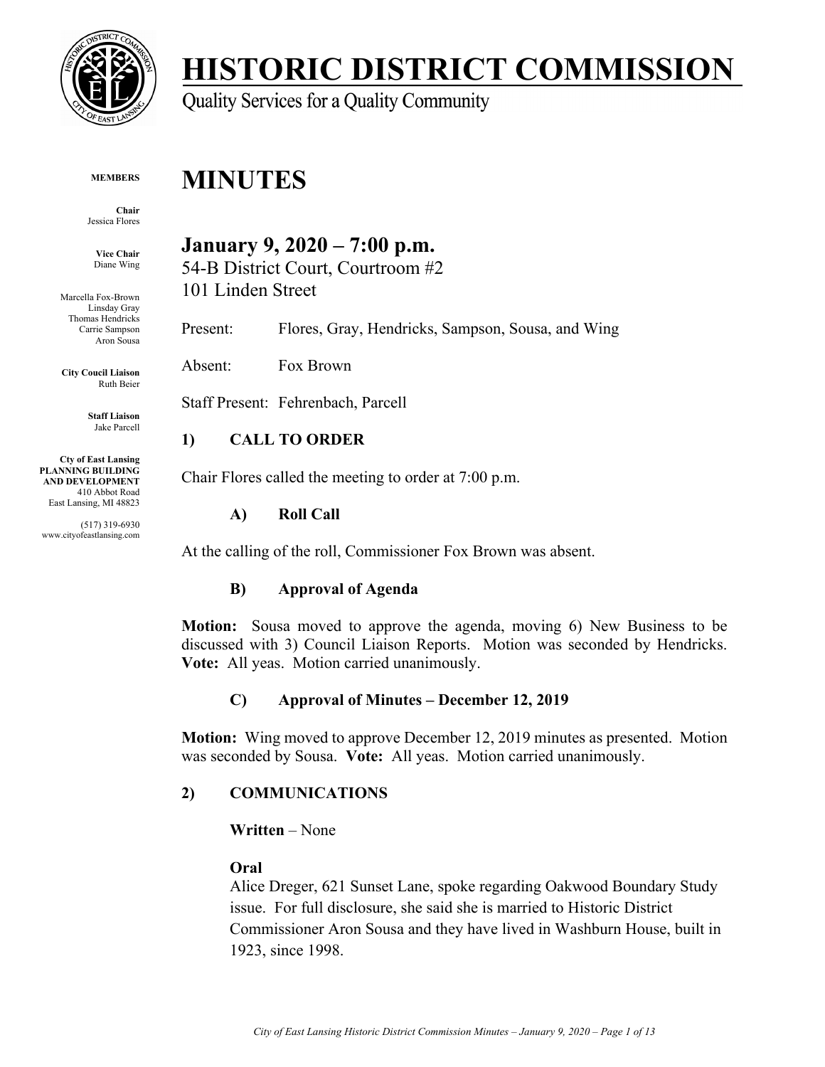# HISTORIC DISTRICT COMMISSION

Quality Services for a Quality Community

**MEMBERS**

**Chair**
Jessica Flores

**Vice Chair**
Diane Wing

Marcella Fox-Brown
Linsday Gray
Thomas Hendricks
Carrie Sampson
Aron Sousa

**City Coucil Liaison**
Ruth Beier

**Staff Liaison**
Jake Parcell

**City of East Lansing**
**PLANNING BUILDING AND DEVELOPMENT**
410 Abbot Road
East Lansing, MI 48823

(517) 319-6930
www.cityofeastlansing.com

# MINUTES

## January 9, 2020 – 7:00 p.m.

54-B District Court, Courtroom #2
101 Linden Street

Present: Flores, Gray, Hendricks, Sampson, Sousa, and Wing

Absent: Fox Brown

Staff Present: Fehrenbach, Parcell

### 1) CALL TO ORDER

Chair Flores called the meeting to order at 7:00 p.m.

#### A) Roll Call

At the calling of the roll, Commissioner Fox Brown was absent.

#### B) Approval of Agenda

**Motion:** Sousa moved to approve the agenda, moving 6) New Business to be discussed with 3) Council Liaison Reports. Motion was seconded by Hendricks. **Vote:** All yeas. Motion carried unanimously.

#### C) Approval of Minutes – December 12, 2019

**Motion:** Wing moved to approve December 12, 2019 minutes as presented. Motion was seconded by Sousa. **Vote:** All yeas. Motion carried unanimously.

### 2) COMMUNICATIONS

**Written** – None

**Oral**

Alice Dreger, 621 Sunset Lane, spoke regarding Oakwood Boundary Study issue. For full disclosure, she said she is married to Historic District Commissioner Aron Sousa and they have lived in Washburn House, built in 1923, since 1998.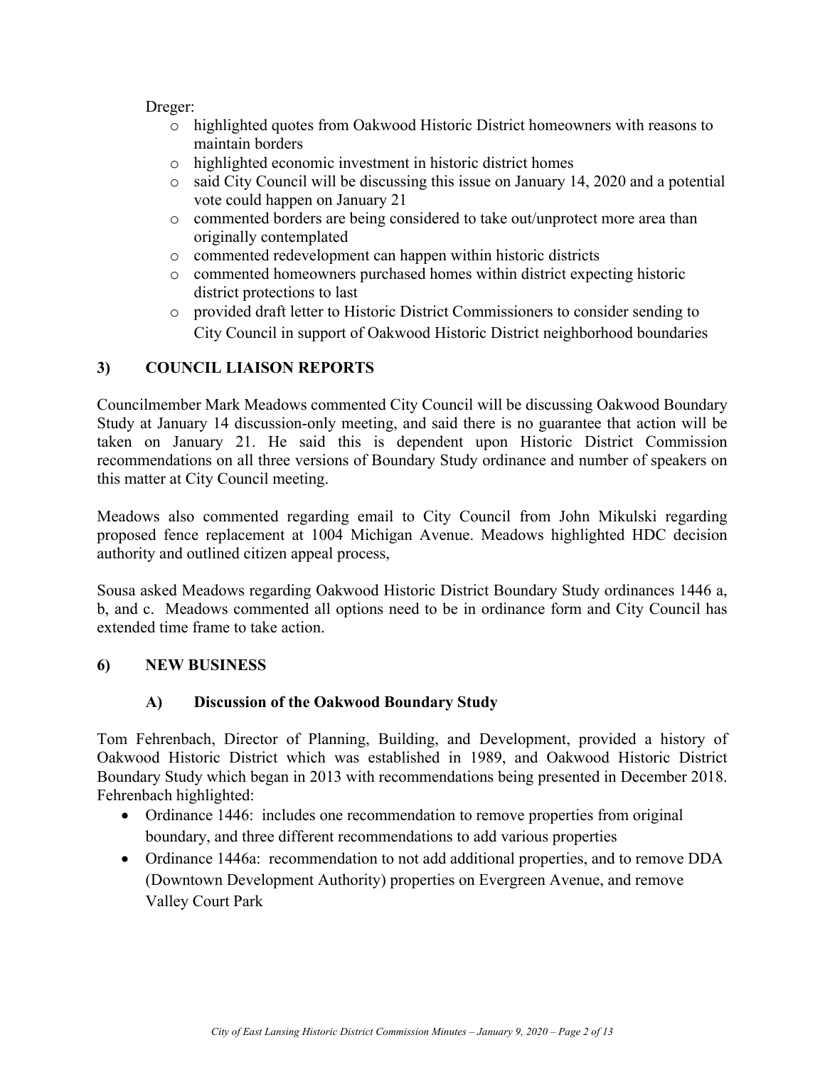Dreger:

- highlighted quotes from Oakwood Historic District homeowners with reasons to maintain borders
- highlighted economic investment in historic district homes
- said City Council will be discussing this issue on January 14, 2020 and a potential vote could happen on January 21
- commented borders are being considered to take out/unprotect more area than originally contemplated
- commented redevelopment can happen within historic districts
- commented homeowners purchased homes within district expecting historic district protections to last
- provided draft letter to Historic District Commissioners to consider sending to City Council in support of Oakwood Historic District neighborhood boundaries

## 3) COUNCIL LIAISON REPORTS

Councilmember Mark Meadows commented City Council will be discussing Oakwood Boundary Study at January 14 discussion-only meeting, and said there is no guarantee that action will be taken on January 21. He said this is dependent upon Historic District Commission recommendations on all three versions of Boundary Study ordinance and number of speakers on this matter at City Council meeting.

Meadows also commented regarding email to City Council from John Mikulski regarding proposed fence replacement at 1004 Michigan Avenue. Meadows highlighted HDC decision authority and outlined citizen appeal process,

Sousa asked Meadows regarding Oakwood Historic District Boundary Study ordinances 1446 a, b, and c. Meadows commented all options need to be in ordinance form and City Council has extended time frame to take action.

## 6) NEW BUSINESS

### A) Discussion of the Oakwood Boundary Study

Tom Fehrenbach, Director of Planning, Building, and Development, provided a history of Oakwood Historic District which was established in 1989, and Oakwood Historic District Boundary Study which began in 2013 with recommendations being presented in December 2018. Fehrenbach highlighted:

- Ordinance 1446: includes one recommendation to remove properties from original boundary, and three different recommendations to add various properties
- Ordinance 1446a: recommendation to not add additional properties, and to remove DDA (Downtown Development Authority) properties on Evergreen Avenue, and remove Valley Court Park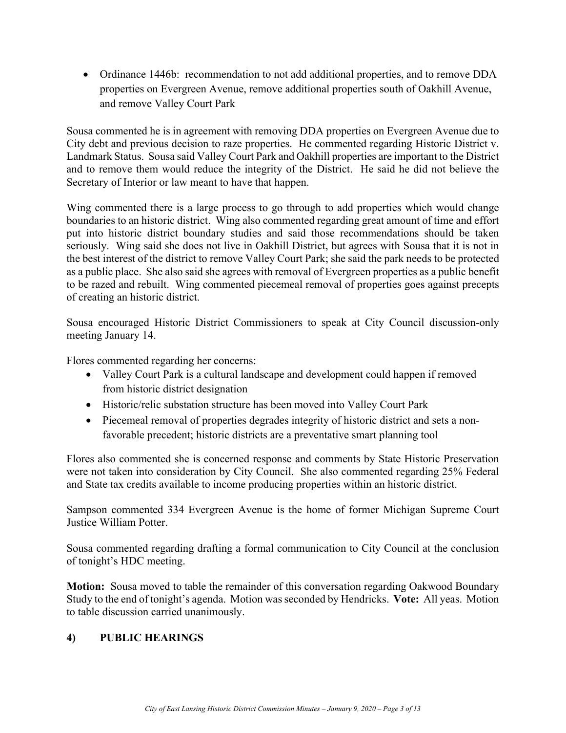- Ordinance 1446b: recommendation to not add additional properties, and to remove DDA properties on Evergreen Avenue, remove additional properties south of Oakhill Avenue, and remove Valley Court Park

Sousa commented he is in agreement with removing DDA properties on Evergreen Avenue due to City debt and previous decision to raze properties. He commented regarding Historic District v. Landmark Status. Sousa said Valley Court Park and Oakhill properties are important to the District and to remove them would reduce the integrity of the District. He said he did not believe the Secretary of Interior or law meant to have that happen.

Wing commented there is a large process to go through to add properties which would change boundaries to an historic district. Wing also commented regarding great amount of time and effort put into historic district boundary studies and said those recommendations should be taken seriously. Wing said she does not live in Oakhill District, but agrees with Sousa that it is not in the best interest of the district to remove Valley Court Park; she said the park needs to be protected as a public place. She also said she agrees with removal of Evergreen properties as a public benefit to be razed and rebuilt. Wing commented piecemeal removal of properties goes against precepts of creating an historic district.

Sousa encouraged Historic District Commissioners to speak at City Council discussion-only meeting January 14.

Flores commented regarding her concerns:

- Valley Court Park is a cultural landscape and development could happen if removed from historic district designation
- Historic/relic substation structure has been moved into Valley Court Park
- Piecemeal removal of properties degrades integrity of historic district and sets a non-favorable precedent; historic districts are a preventative smart planning tool

Flores also commented she is concerned response and comments by State Historic Preservation were not taken into consideration by City Council. She also commented regarding 25% Federal and State tax credits available to income producing properties within an historic district.

Sampson commented 334 Evergreen Avenue is the home of former Michigan Supreme Court Justice William Potter.

Sousa commented regarding drafting a formal communication to City Council at the conclusion of tonight's HDC meeting.

**Motion:** Sousa moved to table the remainder of this conversation regarding Oakwood Boundary Study to the end of tonight's agenda. Motion was seconded by Hendricks. **Vote:** All yeas. Motion to table discussion carried unanimously.

## 4) PUBLIC HEARINGS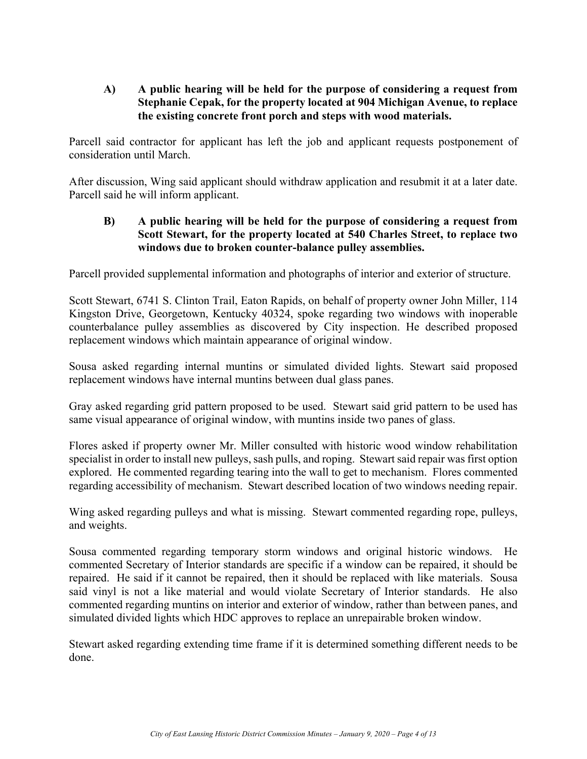**A) A public hearing will be held for the purpose of considering a request from Stephanie Cepak, for the property located at 904 Michigan Avenue, to replace the existing concrete front porch and steps with wood materials.**

Parcell said contractor for applicant has left the job and applicant requests postponement of consideration until March.

After discussion, Wing said applicant should withdraw application and resubmit it at a later date. Parcell said he will inform applicant.

**B) A public hearing will be held for the purpose of considering a request from Scott Stewart, for the property located at 540 Charles Street, to replace two windows due to broken counter-balance pulley assemblies.**

Parcell provided supplemental information and photographs of interior and exterior of structure.

Scott Stewart, 6741 S. Clinton Trail, Eaton Rapids, on behalf of property owner John Miller, 114 Kingston Drive, Georgetown, Kentucky 40324, spoke regarding two windows with inoperable counterbalance pulley assemblies as discovered by City inspection. He described proposed replacement windows which maintain appearance of original window.

Sousa asked regarding internal muntins or simulated divided lights. Stewart said proposed replacement windows have internal muntins between dual glass panes.

Gray asked regarding grid pattern proposed to be used. Stewart said grid pattern to be used has same visual appearance of original window, with muntins inside two panes of glass.

Flores asked if property owner Mr. Miller consulted with historic wood window rehabilitation specialist in order to install new pulleys, sash pulls, and roping. Stewart said repair was first option explored. He commented regarding tearing into the wall to get to mechanism. Flores commented regarding accessibility of mechanism. Stewart described location of two windows needing repair.

Wing asked regarding pulleys and what is missing. Stewart commented regarding rope, pulleys, and weights.

Sousa commented regarding temporary storm windows and original historic windows. He commented Secretary of Interior standards are specific if a window can be repaired, it should be repaired. He said if it cannot be repaired, then it should be replaced with like materials. Sousa said vinyl is not a like material and would violate Secretary of Interior standards. He also commented regarding muntins on interior and exterior of window, rather than between panes, and simulated divided lights which HDC approves to replace an unrepairable broken window.

Stewart asked regarding extending time frame if it is determined something different needs to be done.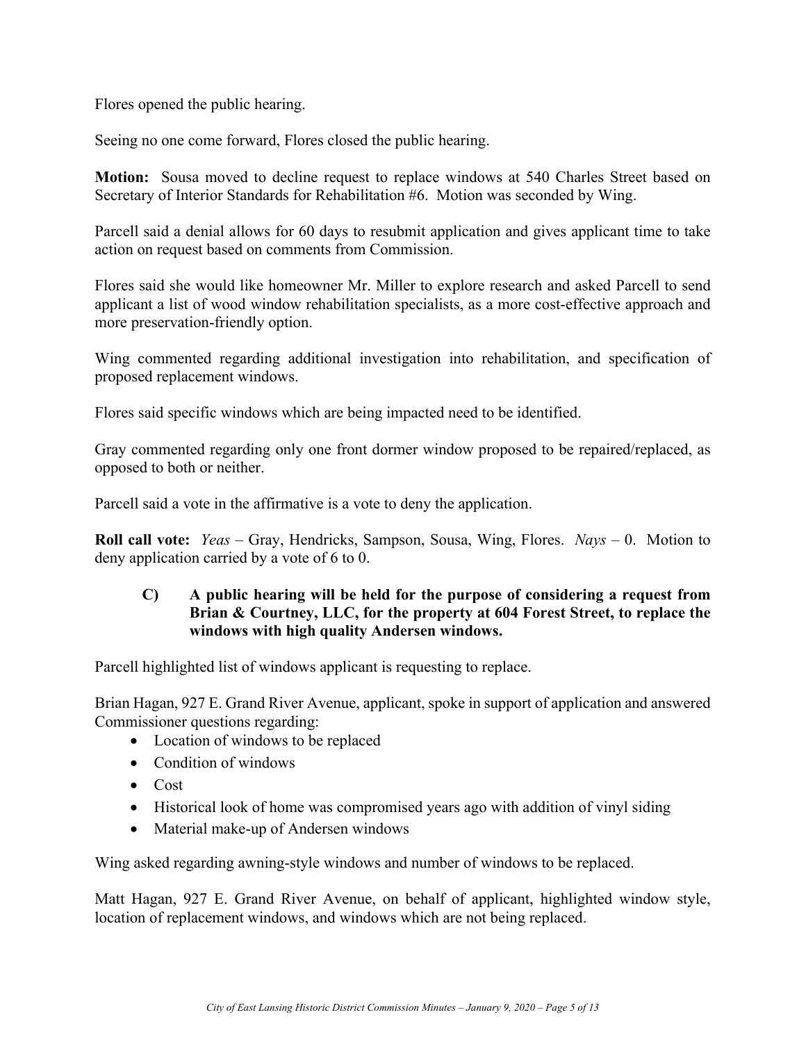Flores opened the public hearing.

Seeing no one come forward, Flores closed the public hearing.

**Motion:** Sousa moved to decline request to replace windows at 540 Charles Street based on Secretary of Interior Standards for Rehabilitation #6. Motion was seconded by Wing.

Parcell said a denial allows for 60 days to resubmit application and gives applicant time to take action on request based on comments from Commission.

Flores said she would like homeowner Mr. Miller to explore research and asked Parcell to send applicant a list of wood window rehabilitation specialists, as a more cost-effective approach and more preservation-friendly option.

Wing commented regarding additional investigation into rehabilitation, and specification of proposed replacement windows.

Flores said specific windows which are being impacted need to be identified.

Gray commented regarding only one front dormer window proposed to be repaired/replaced, as opposed to both or neither.

Parcell said a vote in the affirmative is a vote to deny the application.

**Roll call vote:** *Yeas* – Gray, Hendricks, Sampson, Sousa, Wing, Flores. *Nays* – 0. Motion to deny application carried by a vote of 6 to 0.

**C) A public hearing will be held for the purpose of considering a request from Brian & Courtney, LLC, for the property at 604 Forest Street, to replace the windows with high quality Andersen windows.**

Parcell highlighted list of windows applicant is requesting to replace.

Brian Hagan, 927 E. Grand River Avenue, applicant, spoke in support of application and answered Commissioner questions regarding:

- Location of windows to be replaced
- Condition of windows
- Cost
- Historical look of home was compromised years ago with addition of vinyl siding
- Material make-up of Andersen windows

Wing asked regarding awning-style windows and number of windows to be replaced.

Matt Hagan, 927 E. Grand River Avenue, on behalf of applicant, highlighted window style, location of replacement windows, and windows which are not being replaced.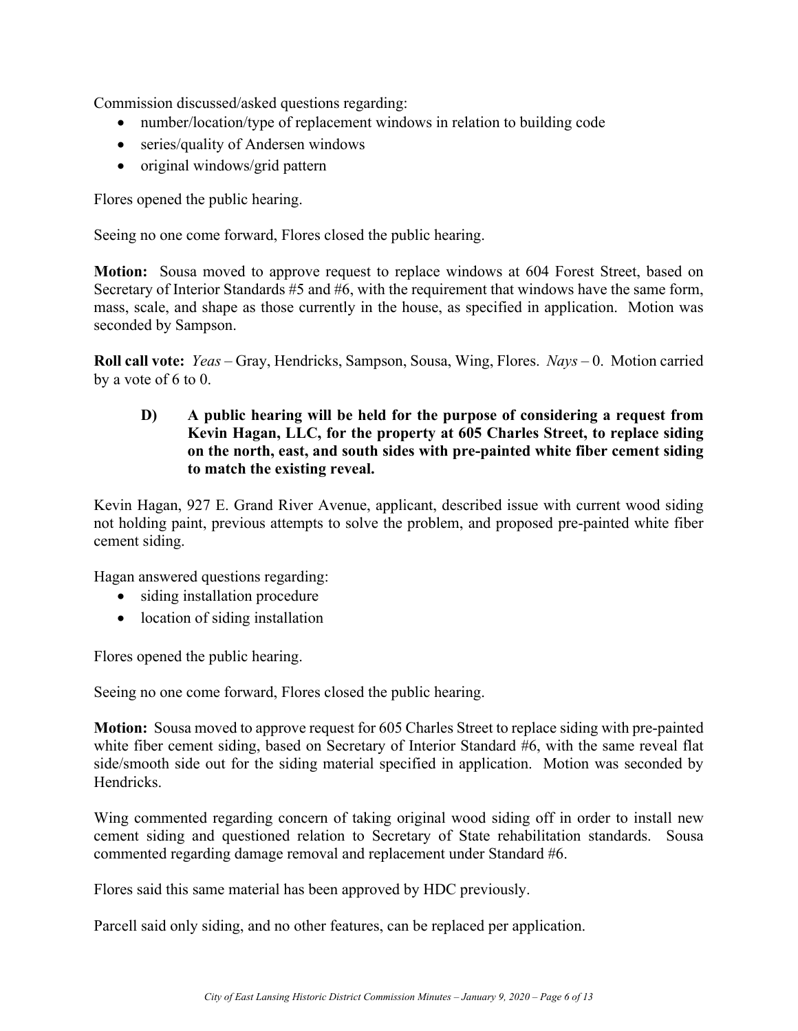Commission discussed/asked questions regarding:

- number/location/type of replacement windows in relation to building code
- series/quality of Andersen windows
- original windows/grid pattern

Flores opened the public hearing.

Seeing no one come forward, Flores closed the public hearing.

**Motion:** Sousa moved to approve request to replace windows at 604 Forest Street, based on Secretary of Interior Standards #5 and #6, with the requirement that windows have the same form, mass, scale, and shape as those currently in the house, as specified in application. Motion was seconded by Sampson.

**Roll call vote:** *Yeas* – Gray, Hendricks, Sampson, Sousa, Wing, Flores. *Nays* – 0. Motion carried by a vote of 6 to 0.

**D) A public hearing will be held for the purpose of considering a request from Kevin Hagan, LLC, for the property at 605 Charles Street, to replace siding on the north, east, and south sides with pre-painted white fiber cement siding to match the existing reveal.**

Kevin Hagan, 927 E. Grand River Avenue, applicant, described issue with current wood siding not holding paint, previous attempts to solve the problem, and proposed pre-painted white fiber cement siding.

Hagan answered questions regarding:

- siding installation procedure
- location of siding installation

Flores opened the public hearing.

Seeing no one come forward, Flores closed the public hearing.

**Motion:** Sousa moved to approve request for 605 Charles Street to replace siding with pre-painted white fiber cement siding, based on Secretary of Interior Standard #6, with the same reveal flat side/smooth side out for the siding material specified in application. Motion was seconded by Hendricks.

Wing commented regarding concern of taking original wood siding off in order to install new cement siding and questioned relation to Secretary of State rehabilitation standards. Sousa commented regarding damage removal and replacement under Standard #6.

Flores said this same material has been approved by HDC previously.

Parcell said only siding, and no other features, can be replaced per application.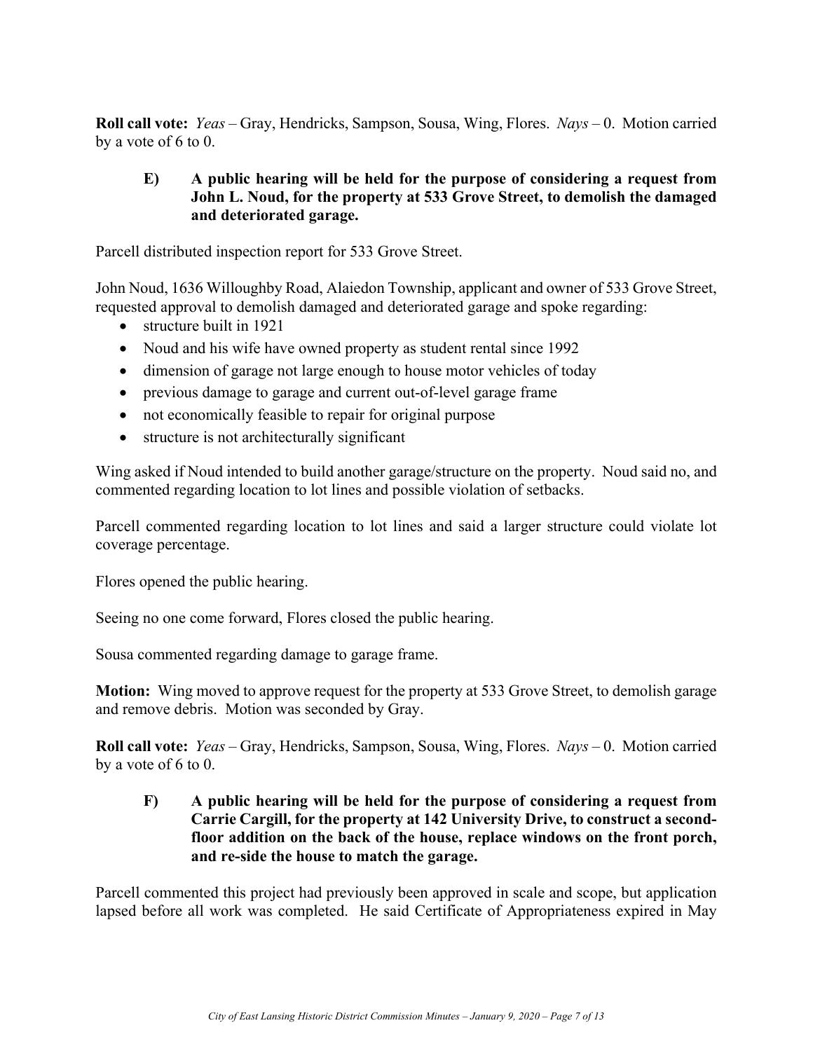**Roll call vote:** *Yeas* – Gray, Hendricks, Sampson, Sousa, Wing, Flores. *Nays* – 0. Motion carried by a vote of 6 to 0.

**E) A public hearing will be held for the purpose of considering a request from John L. Noud, for the property at 533 Grove Street, to demolish the damaged and deteriorated garage.**

Parcell distributed inspection report for 533 Grove Street.

John Noud, 1636 Willoughby Road, Alaiedon Township, applicant and owner of 533 Grove Street, requested approval to demolish damaged and deteriorated garage and spoke regarding:

- structure built in 1921
- Noud and his wife have owned property as student rental since 1992
- dimension of garage not large enough to house motor vehicles of today
- previous damage to garage and current out-of-level garage frame
- not economically feasible to repair for original purpose
- structure is not architecturally significant

Wing asked if Noud intended to build another garage/structure on the property. Noud said no, and commented regarding location to lot lines and possible violation of setbacks.

Parcell commented regarding location to lot lines and said a larger structure could violate lot coverage percentage.

Flores opened the public hearing.

Seeing no one come forward, Flores closed the public hearing.

Sousa commented regarding damage to garage frame.

**Motion:** Wing moved to approve request for the property at 533 Grove Street, to demolish garage and remove debris. Motion was seconded by Gray.

**Roll call vote:** *Yeas* – Gray, Hendricks, Sampson, Sousa, Wing, Flores. *Nays* – 0. Motion carried by a vote of 6 to 0.

**F) A public hearing will be held for the purpose of considering a request from Carrie Cargill, for the property at 142 University Drive, to construct a second-floor addition on the back of the house, replace windows on the front porch, and re-side the house to match the garage.**

Parcell commented this project had previously been approved in scale and scope, but application lapsed before all work was completed. He said Certificate of Appropriateness expired in May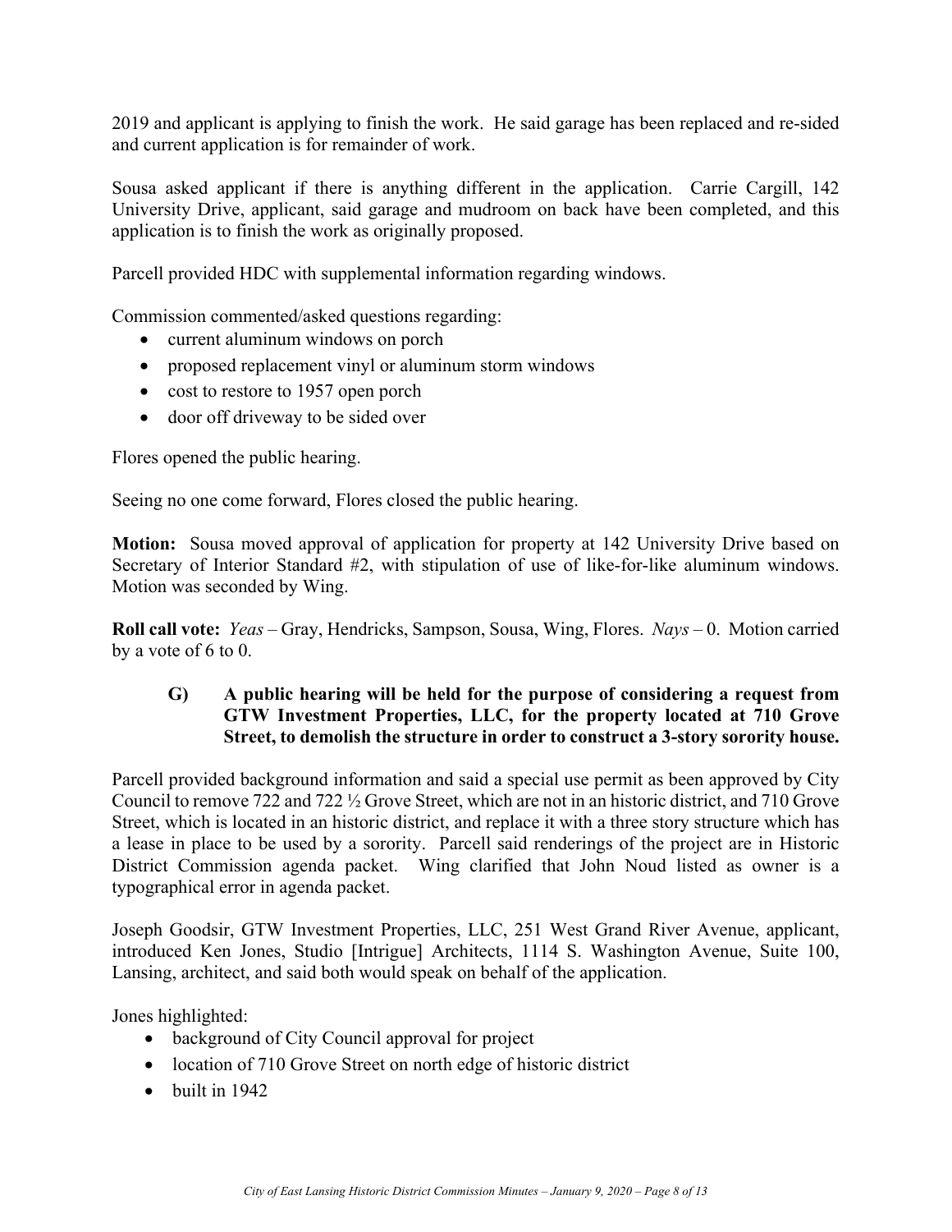2019 and applicant is applying to finish the work. He said garage has been replaced and re-sided and current application is for remainder of work.

Sousa asked applicant if there is anything different in the application. Carrie Cargill, 142 University Drive, applicant, said garage and mudroom on back have been completed, and this application is to finish the work as originally proposed.

Parcell provided HDC with supplemental information regarding windows.

Commission commented/asked questions regarding:

- current aluminum windows on porch
- proposed replacement vinyl or aluminum storm windows
- cost to restore to 1957 open porch
- door off driveway to be sided over

Flores opened the public hearing.

Seeing no one come forward, Flores closed the public hearing.

**Motion:** Sousa moved approval of application for property at 142 University Drive based on Secretary of Interior Standard #2, with stipulation of use of like-for-like aluminum windows. Motion was seconded by Wing.

**Roll call vote:** *Yeas* – Gray, Hendricks, Sampson, Sousa, Wing, Flores. *Nays* – 0. Motion carried by a vote of 6 to 0.

**G) A public hearing will be held for the purpose of considering a request from GTW Investment Properties, LLC, for the property located at 710 Grove Street, to demolish the structure in order to construct a 3-story sorority house.**

Parcell provided background information and said a special use permit as been approved by City Council to remove 722 and 722 ½ Grove Street, which are not in an historic district, and 710 Grove Street, which is located in an historic district, and replace it with a three story structure which has a lease in place to be used by a sorority. Parcell said renderings of the project are in Historic District Commission agenda packet. Wing clarified that John Noud listed as owner is a typographical error in agenda packet.

Joseph Goodsir, GTW Investment Properties, LLC, 251 West Grand River Avenue, applicant, introduced Ken Jones, Studio [Intrigue] Architects, 1114 S. Washington Avenue, Suite 100, Lansing, architect, and said both would speak on behalf of the application.

Jones highlighted:

- background of City Council approval for project
- location of 710 Grove Street on north edge of historic district
- built in 1942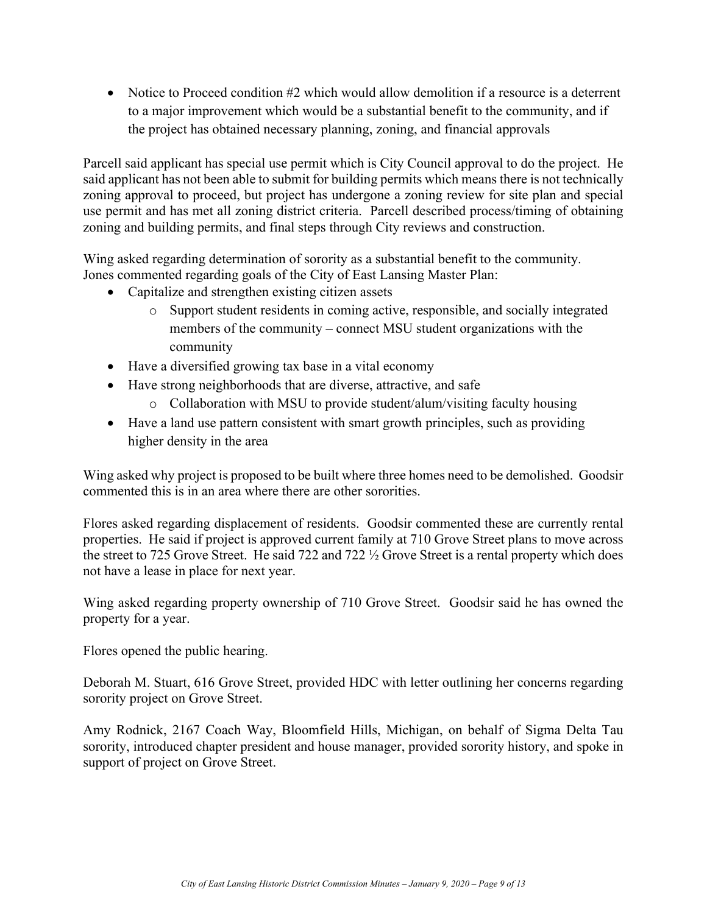- Notice to Proceed condition #2 which would allow demolition if a resource is a deterrent to a major improvement which would be a substantial benefit to the community, and if the project has obtained necessary planning, zoning, and financial approvals

Parcell said applicant has special use permit which is City Council approval to do the project. He said applicant has not been able to submit for building permits which means there is not technically zoning approval to proceed, but project has undergone a zoning review for site plan and special use permit and has met all zoning district criteria. Parcell described process/timing of obtaining zoning and building permits, and final steps through City reviews and construction.

Wing asked regarding determination of sorority as a substantial benefit to the community. Jones commented regarding goals of the City of East Lansing Master Plan:

- Capitalize and strengthen existing citizen assets
    - Support student residents in coming active, responsible, and socially integrated members of the community – connect MSU student organizations with the community
- Have a diversified growing tax base in a vital economy
- Have strong neighborhoods that are diverse, attractive, and safe
    - Collaboration with MSU to provide student/alum/visiting faculty housing
- Have a land use pattern consistent with smart growth principles, such as providing higher density in the area

Wing asked why project is proposed to be built where three homes need to be demolished. Goodsir commented this is in an area where there are other sororities.

Flores asked regarding displacement of residents. Goodsir commented these are currently rental properties. He said if project is approved current family at 710 Grove Street plans to move across the street to 725 Grove Street. He said 722 and 722 ½ Grove Street is a rental property which does not have a lease in place for next year.

Wing asked regarding property ownership of 710 Grove Street. Goodsir said he has owned the property for a year.

Flores opened the public hearing.

Deborah M. Stuart, 616 Grove Street, provided HDC with letter outlining her concerns regarding sorority project on Grove Street.

Amy Rodnick, 2167 Coach Way, Bloomfield Hills, Michigan, on behalf of Sigma Delta Tau sorority, introduced chapter president and house manager, provided sorority history, and spoke in support of project on Grove Street.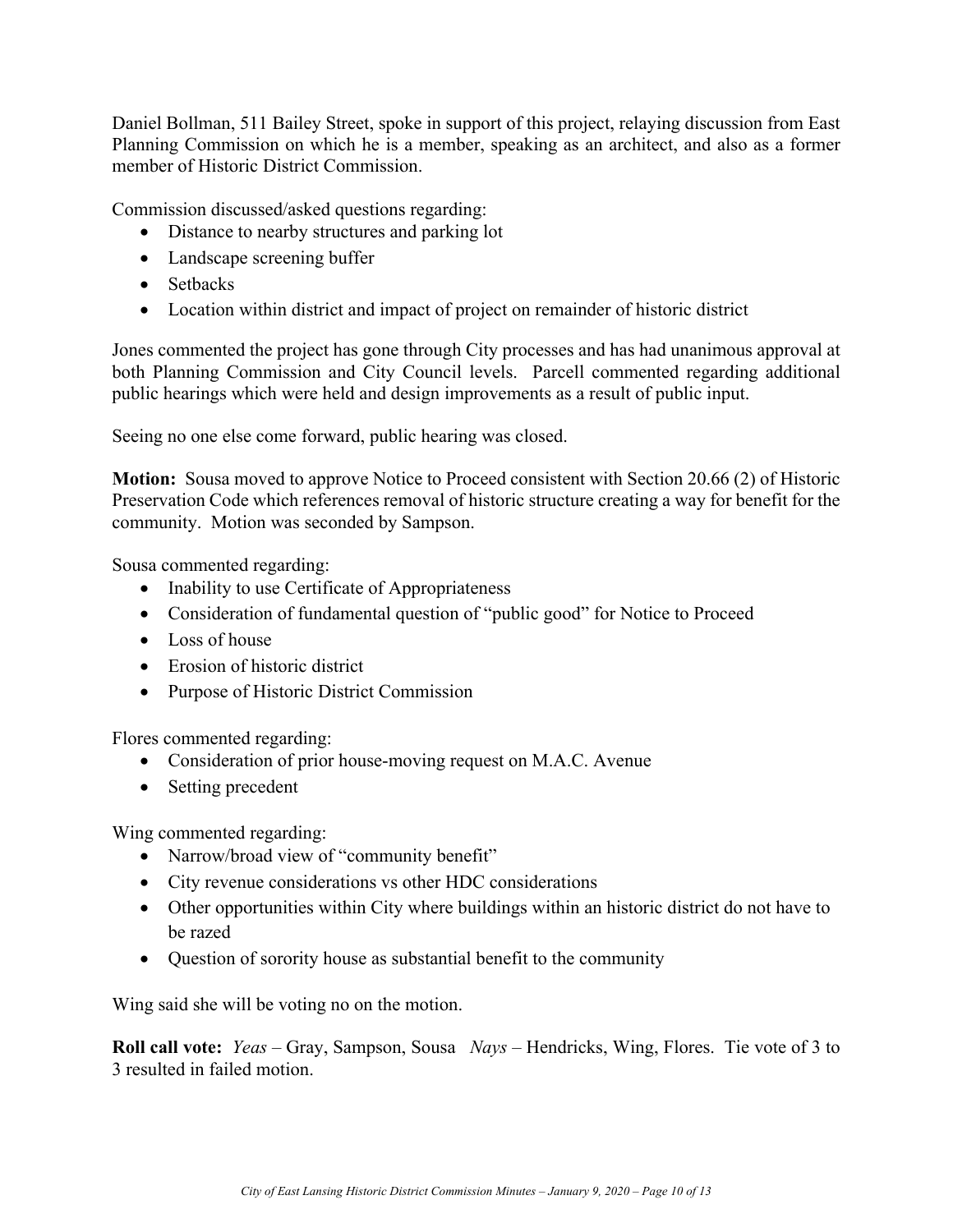Daniel Bollman, 511 Bailey Street, spoke in support of this project, relaying discussion from East Planning Commission on which he is a member, speaking as an architect, and also as a former member of Historic District Commission.

Commission discussed/asked questions regarding:

- Distance to nearby structures and parking lot
- Landscape screening buffer
- Setbacks
- Location within district and impact of project on remainder of historic district

Jones commented the project has gone through City processes and has had unanimous approval at both Planning Commission and City Council levels. Parcell commented regarding additional public hearings which were held and design improvements as a result of public input.

Seeing no one else come forward, public hearing was closed.

**Motion:** Sousa moved to approve Notice to Proceed consistent with Section 20.66 (2) of Historic Preservation Code which references removal of historic structure creating a way for benefit for the community. Motion was seconded by Sampson.

Sousa commented regarding:

- Inability to use Certificate of Appropriateness
- Consideration of fundamental question of "public good" for Notice to Proceed
- Loss of house
- Erosion of historic district
- Purpose of Historic District Commission

Flores commented regarding:

- Consideration of prior house-moving request on M.A.C. Avenue
- Setting precedent

Wing commented regarding:

- Narrow/broad view of "community benefit"
- City revenue considerations vs other HDC considerations
- Other opportunities within City where buildings within an historic district do not have to be razed
- Question of sorority house as substantial benefit to the community

Wing said she will be voting no on the motion.

**Roll call vote:** *Yeas* – Gray, Sampson, Sousa *Nays* – Hendricks, Wing, Flores. Tie vote of 3 to 3 resulted in failed motion.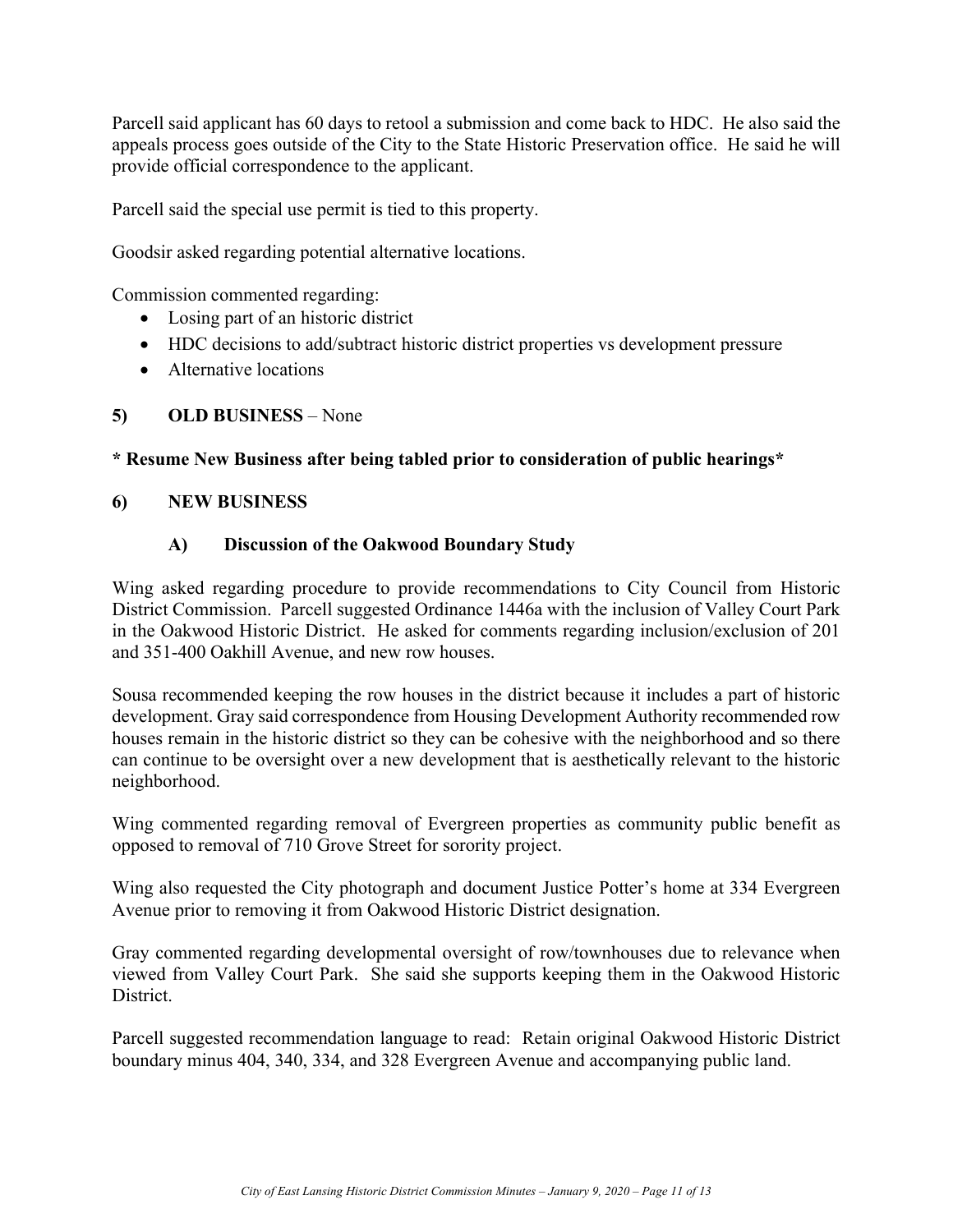Parcell said applicant has 60 days to retool a submission and come back to HDC. He also said the appeals process goes outside of the City to the State Historic Preservation office. He said he will provide official correspondence to the applicant.

Parcell said the special use permit is tied to this property.

Goodsir asked regarding potential alternative locations.

Commission commented regarding:

- Losing part of an historic district
- HDC decisions to add/subtract historic district properties vs development pressure
- Alternative locations

## 5) OLD BUSINESS – None

**\* Resume New Business after being tabled prior to consideration of public hearings\***

## 6) NEW BUSINESS

### A) Discussion of the Oakwood Boundary Study

Wing asked regarding procedure to provide recommendations to City Council from Historic District Commission. Parcell suggested Ordinance 1446a with the inclusion of Valley Court Park in the Oakwood Historic District. He asked for comments regarding inclusion/exclusion of 201 and 351-400 Oakhill Avenue, and new row houses.

Sousa recommended keeping the row houses in the district because it includes a part of historic development. Gray said correspondence from Housing Development Authority recommended row houses remain in the historic district so they can be cohesive with the neighborhood and so there can continue to be oversight over a new development that is aesthetically relevant to the historic neighborhood.

Wing commented regarding removal of Evergreen properties as community public benefit as opposed to removal of 710 Grove Street for sorority project.

Wing also requested the City photograph and document Justice Potter's home at 334 Evergreen Avenue prior to removing it from Oakwood Historic District designation.

Gray commented regarding developmental oversight of row/townhouses due to relevance when viewed from Valley Court Park. She said she supports keeping them in the Oakwood Historic District.

Parcell suggested recommendation language to read: Retain original Oakwood Historic District boundary minus 404, 340, 334, and 328 Evergreen Avenue and accompanying public land.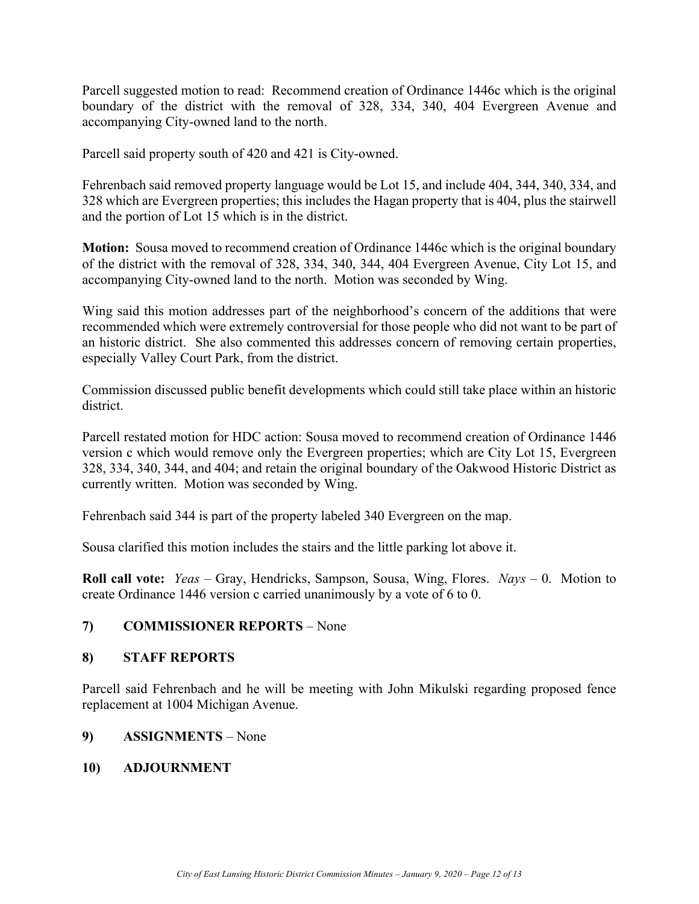Parcell suggested motion to read: Recommend creation of Ordinance 1446c which is the original boundary of the district with the removal of 328, 334, 340, 404 Evergreen Avenue and accompanying City-owned land to the north.

Parcell said property south of 420 and 421 is City-owned.

Fehrenbach said removed property language would be Lot 15, and include 404, 344, 340, 334, and 328 which are Evergreen properties; this includes the Hagan property that is 404, plus the stairwell and the portion of Lot 15 which is in the district.

**Motion:** Sousa moved to recommend creation of Ordinance 1446c which is the original boundary of the district with the removal of 328, 334, 340, 344, 404 Evergreen Avenue, City Lot 15, and accompanying City-owned land to the north. Motion was seconded by Wing.

Wing said this motion addresses part of the neighborhood's concern of the additions that were recommended which were extremely controversial for those people who did not want to be part of an historic district. She also commented this addresses concern of removing certain properties, especially Valley Court Park, from the district.

Commission discussed public benefit developments which could still take place within an historic district.

Parcell restated motion for HDC action: Sousa moved to recommend creation of Ordinance 1446 version c which would remove only the Evergreen properties; which are City Lot 15, Evergreen 328, 334, 340, 344, and 404; and retain the original boundary of the Oakwood Historic District as currently written. Motion was seconded by Wing.

Fehrenbach said 344 is part of the property labeled 340 Evergreen on the map.

Sousa clarified this motion includes the stairs and the little parking lot above it.

**Roll call vote:** *Yeas* – Gray, Hendricks, Sampson, Sousa, Wing, Flores. *Nays* – 0. Motion to create Ordinance 1446 version c carried unanimously by a vote of 6 to 0.

## 7) COMMISSIONER REPORTS – None

## 8) STAFF REPORTS

Parcell said Fehrenbach and he will be meeting with John Mikulski regarding proposed fence replacement at 1004 Michigan Avenue.

## 9) ASSIGNMENTS – None

## 10) ADJOURNMENT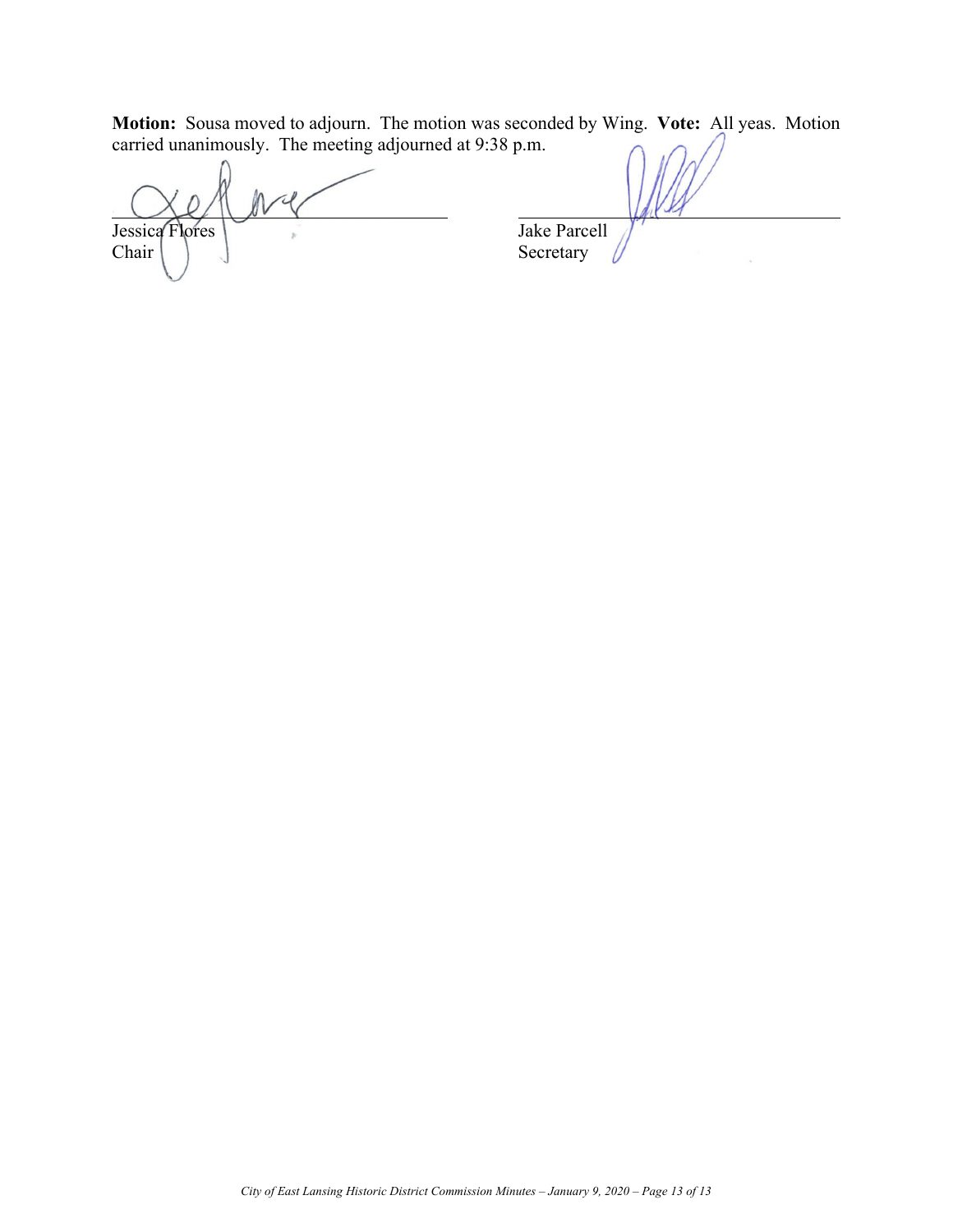**Motion:** Sousa moved to adjourn. The motion was seconded by Wing. **Vote:** All yeas. Motion carried unanimously. The meeting adjourned at 9:38 p.m.

Jessica Flores
Chair

Jake Parcell
Secretary